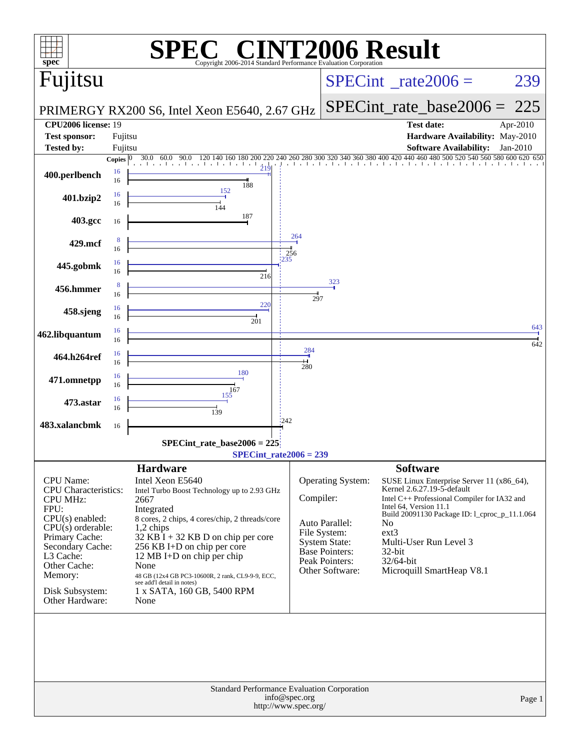# SPEC CINT2006 Result

Copyright 2006-2014 Standard Performance Evaluation Corporation

## Fujitsu

PRIMERGY RX200 S6, Intel Xeon E5640, 2.67 GHz

SPECint_rate2006 = 239

SPECint_rate_base2006 = 225

| | | | |
|---|---|---|---|
| **CPU2006 license:** | 19 | **Test date:** | Apr-2010 |
| **Test sponsor:** | Fujitsu | **Hardware Availability:** | May-2010 |
| **Tested by:** | Fujitsu | **Software Availability:** | Jan-2010 |

| Benchmark | Copies (peak) | Peak | Copies (base) | Base |
|---|---|---|---|---|
| 400.perlbench | 16 | 219 | 16 | 188 |
| 401.bzip2 | 16 | 152 | 16 | 144 |
| 403.gcc | | | 16 | 187 |
| 429.mcf | 8 | 264 | 16 | 256 |
| 445.gobmk | 16 | 235 | 16 | 216 |
| 456.hmmer | 8 | 323 | 16 | 297 |
| 458.sjeng | 16 | 220 | 16 | 201 |
| 462.libquantum | 16 | 643 | 16 | 642 |
| 464.h264ref | 16 | 284 | 16 | 280 |
| 471.omnetpp | 16 | 180 | 16 | 167 |
| 473.astar | 16 | 155 | 16 | 139 |
| 483.xalancbmk | | | 16 | 242 |

SPECint_rate_base2006 = 225

SPECint_rate2006 = 239

## Hardware

| | |
|---|---|
| CPU Name: | Intel Xeon E5640 |
| CPU Characteristics: | Intel Turbo Boost Technology up to 2.93 GHz |
| CPU MHz: | 2667 |
| FPU: | Integrated |
| CPU(s) enabled: | 8 cores, 2 chips, 4 cores/chip, 2 threads/core |
| CPU(s) orderable: | 1,2 chips |
| Primary Cache: | 32 KB I + 32 KB D on chip per core |
| Secondary Cache: | 256 KB I+D on chip per core |
| L3 Cache: | 12 MB I+D on chip per chip |
| Other Cache: | None |
| Memory: | 48 GB (12x4 GB PC3-10600R, 2 rank, CL9-9-9, ECC, see add'l detail in notes) |
| Disk Subsystem: | 1 x SATA, 160 GB, 5400 RPM |
| Other Hardware: | None |

## Software

| | |
|---|---|
| Operating System: | SUSE Linux Enterprise Server 11 (x86_64), Kernel 2.6.27.19-5-default |
| Compiler: | Intel C++ Professional Compiler for IA32 and Intel 64, Version 11.1 Build 20091130 Package ID: l_cproc_p_11.1.064 |
| Auto Parallel: | No |
| File System: | ext3 |
| System State: | Multi-User Run Level 3 |
| Base Pointers: | 32-bit |
| Peak Pointers: | 32/64-bit |
| Other Software: | Microquill SmartHeap V8.1 |

Standard Performance Evaluation Corporation
info@spec.org
http://www.spec.org/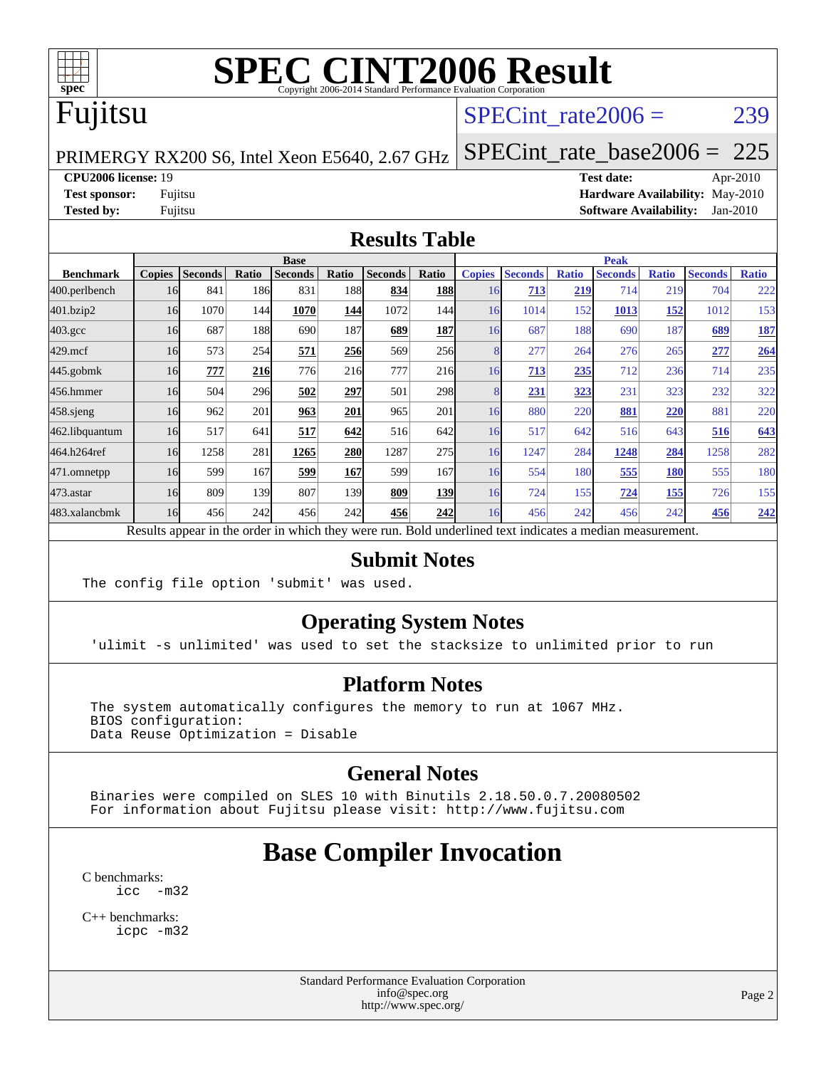# SPEC CINT2006 Result

Copyright 2006-2014 Standard Performance Evaluation Corporation

## Fujitsu

PRIMERGY RX200 S6, Intel Xeon E5640, 2.67 GHz

SPECint_rate2006 = 239

SPECint_rate_base2006 = 225

**CPU2006 license:** 19
**Test sponsor:** Fujitsu
**Tested by:** Fujitsu

**Test date:** Apr-2010
**Hardware Availability:** May-2010
**Software Availability:** Jan-2010

## Results Table

| Benchmark | Base | | | | | | | Peak | | | | | | |
|---|---|---|---|---|---|---|---|---|---|---|---|---|---|---|
| | Copies | Seconds | Ratio | Seconds | Ratio | Seconds | Ratio | Copies | Seconds | Ratio | Seconds | Ratio | Seconds | Ratio |
| 400.perlbench | 16 | 841 | 186 | 831 | 188 | **834** | **188** | 16 | **713** | **219** | 714 | 219 | 704 | 222 |
| 401.bzip2 | 16 | 1070 | 144 | **1070** | **144** | 1072 | 144 | 16 | 1014 | 152 | **1013** | **152** | 1012 | 153 |
| 403.gcc | 16 | 687 | 188 | 690 | 187 | **689** | **187** | 16 | 687 | 188 | 690 | 187 | **689** | **187** |
| 429.mcf | 16 | 573 | 254 | **571** | **256** | 569 | 256 | 8 | 277 | 264 | 276 | 265 | **277** | **264** |
| 445.gobmk | 16 | **777** | **216** | 776 | 216 | 777 | 216 | 16 | **713** | **235** | 712 | 236 | 714 | 235 |
| 456.hmmer | 16 | 504 | 296 | **502** | **297** | 501 | 298 | 8 | **231** | **323** | 231 | 323 | 232 | 322 |
| 458.sjeng | 16 | 962 | 201 | **963** | **201** | 965 | 201 | 16 | 880 | 220 | **881** | **220** | 881 | 220 |
| 462.libquantum | 16 | 517 | 641 | **517** | **642** | 516 | 642 | 16 | 517 | 642 | 516 | 643 | **516** | **643** |
| 464.h264ref | 16 | 1258 | 281 | **1265** | **280** | 1287 | 275 | 16 | 1247 | 284 | **1248** | **284** | 1258 | 282 |
| 471.omnetpp | 16 | 599 | 167 | **599** | **167** | 599 | 167 | 16 | 554 | 180 | **555** | **180** | 555 | 180 |
| 473.astar | 16 | 809 | 139 | 807 | 139 | **809** | **139** | 16 | 724 | 155 | **724** | **155** | 726 | 155 |
| 483.xalancbmk | 16 | 456 | 242 | 456 | 242 | **456** | **242** | 16 | 456 | 242 | 456 | 242 | **456** | **242** |

Results appear in the order in which they were run. Bold underlined text indicates a median measurement.

## Submit Notes

```
The config file option 'submit' was used.
```

## Operating System Notes

```
'ulimit -s unlimited' was used to set the stacksize to unlimited prior to run
```

## Platform Notes

```
The system automatically configures the memory to run at 1067 MHz.
BIOS configuration:
Data Reuse Optimization = Disable
```

## General Notes

```
Binaries were compiled on SLES 10 with Binutils 2.18.50.0.7.20080502
For information about Fujitsu please visit: http://www.fujitsu.com
```

# Base Compiler Invocation

C benchmarks:
```
icc  -m32
```

C++ benchmarks:
```
icpc -m32
```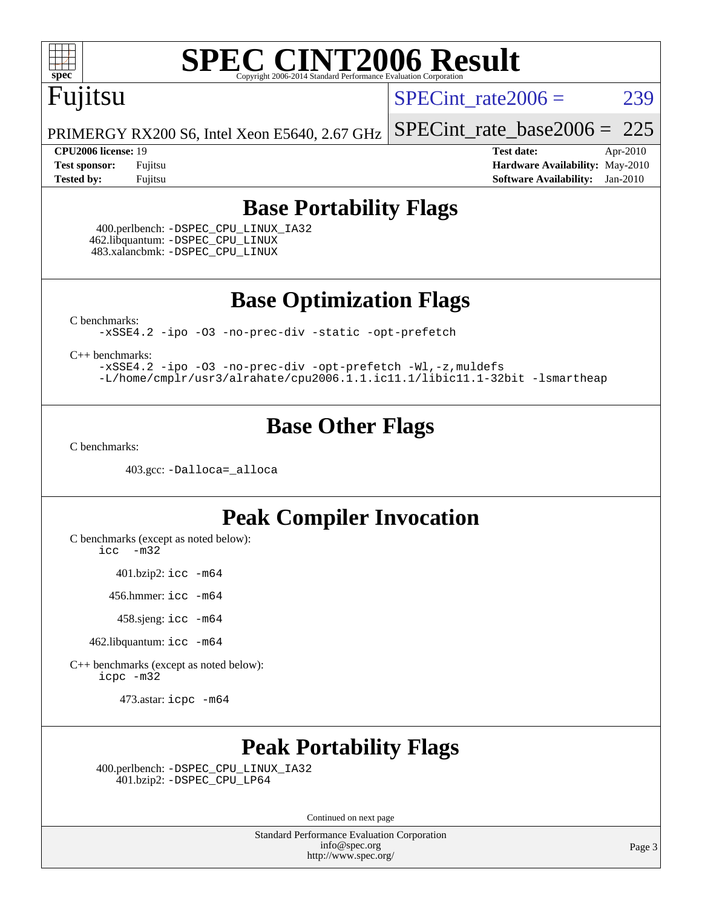# SPEC CINT2006 Result

Fujitsu

PRIMERGY RX200 S6, Intel Xeon E5640, 2.67 GHz

SPECint_rate2006 = 239

SPECint_rate_base2006 = 225

**CPU2006 license:** 19
**Test sponsor:** Fujitsu
**Tested by:** Fujitsu

**Test date:** Apr-2010
**Hardware Availability:** May-2010
**Software Availability:** Jan-2010

## Base Portability Flags

400.perlbench: -DSPEC_CPU_LINUX_IA32
462.libquantum: -DSPEC_CPU_LINUX
483.xalancbmk: -DSPEC_CPU_LINUX

## Base Optimization Flags

C benchmarks:
-xSSE4.2 -ipo -O3 -no-prec-div -static -opt-prefetch

C++ benchmarks:
-xSSE4.2 -ipo -O3 -no-prec-div -opt-prefetch -Wl,-z,muldefs
-L/home/cmplr/usr3/alrahate/cpu2006.1.1.ic11.1/libic11.1-32bit -lsmartheap

## Base Other Flags

C benchmarks:

403.gcc: -Dalloca=_alloca

## Peak Compiler Invocation

C benchmarks (except as noted below):
icc -m32

401.bzip2: icc -m64

456.hmmer: icc -m64

458.sjeng: icc -m64

462.libquantum: icc -m64

C++ benchmarks (except as noted below):
icpc -m32

473.astar: icpc -m64

## Peak Portability Flags

400.perlbench: -DSPEC_CPU_LINUX_IA32
401.bzip2: -DSPEC_CPU_LP64

Continued on next page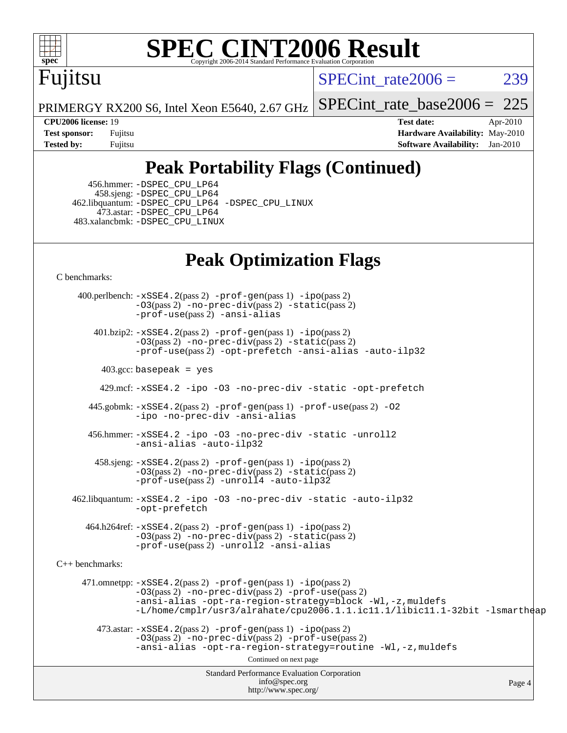# SPEC CINT2006 Result

Copyright 2006-2014 Standard Performance Evaluation Corporation

## Fujitsu

PRIMERGY RX200 S6, Intel Xeon E5640, 2.67 GHz

SPECint_rate2006 = 239

SPECint_rate_base2006 = 225

| | | | |
|---|---|---|---|
| **CPU2006 license:** | 19 | **Test date:** | Apr-2010 |
| **Test sponsor:** | Fujitsu | **Hardware Availability:** | May-2010 |
| **Tested by:** | Fujitsu | **Software Availability:** | Jan-2010 |

## Peak Portability Flags (Continued)

456.hmmer: -DSPEC_CPU_LP64
458.sjeng: -DSPEC_CPU_LP64
462.libquantum: -DSPEC_CPU_LP64 -DSPEC_CPU_LINUX
473.astar: -DSPEC_CPU_LP64
483.xalancbmk: -DSPEC_CPU_LINUX

## Peak Optimization Flags

C benchmarks:

400.perlbench: -xSSE4.2(pass 2) -prof-gen(pass 1) -ipo(pass 2) -O3(pass 2) -no-prec-div(pass 2) -static(pass 2) -prof-use(pass 2) -ansi-alias

401.bzip2: -xSSE4.2(pass 2) -prof-gen(pass 1) -ipo(pass 2) -O3(pass 2) -no-prec-div(pass 2) -static(pass 2) -prof-use(pass 2) -opt-prefetch -ansi-alias -auto-ilp32

403.gcc: basepeak = yes

429.mcf: -xSSE4.2 -ipo -O3 -no-prec-div -static -opt-prefetch

445.gobmk: -xSSE4.2(pass 2) -prof-gen(pass 1) -prof-use(pass 2) -O2 -ipo -no-prec-div -ansi-alias

456.hmmer: -xSSE4.2 -ipo -O3 -no-prec-div -static -unroll2 -ansi-alias -auto-ilp32

458.sjeng: -xSSE4.2(pass 2) -prof-gen(pass 1) -ipo(pass 2) -O3(pass 2) -no-prec-div(pass 2) -static(pass 2) -prof-use(pass 2) -unroll4 -auto-ilp32

462.libquantum: -xSSE4.2 -ipo -O3 -no-prec-div -static -auto-ilp32 -opt-prefetch

464.h264ref: -xSSE4.2(pass 2) -prof-gen(pass 1) -ipo(pass 2) -O3(pass 2) -no-prec-div(pass 2) -static(pass 2) -prof-use(pass 2) -unroll2 -ansi-alias

C++ benchmarks:

471.omnetpp: -xSSE4.2(pass 2) -prof-gen(pass 1) -ipo(pass 2) -O3(pass 2) -no-prec-div(pass 2) -prof-use(pass 2) -ansi-alias -opt-ra-region-strategy=block -Wl,-z,muldefs -L/home/cmplr/usr3/alrahate/cpu2006.1.1.ic11.1/libic11.1-32bit -lsmartheap

473.astar: -xSSE4.2(pass 2) -prof-gen(pass 1) -ipo(pass 2) -O3(pass 2) -no-prec-div(pass 2) -prof-use(pass 2) -ansi-alias -opt-ra-region-strategy=routine -Wl,-z,muldefs

Continued on next page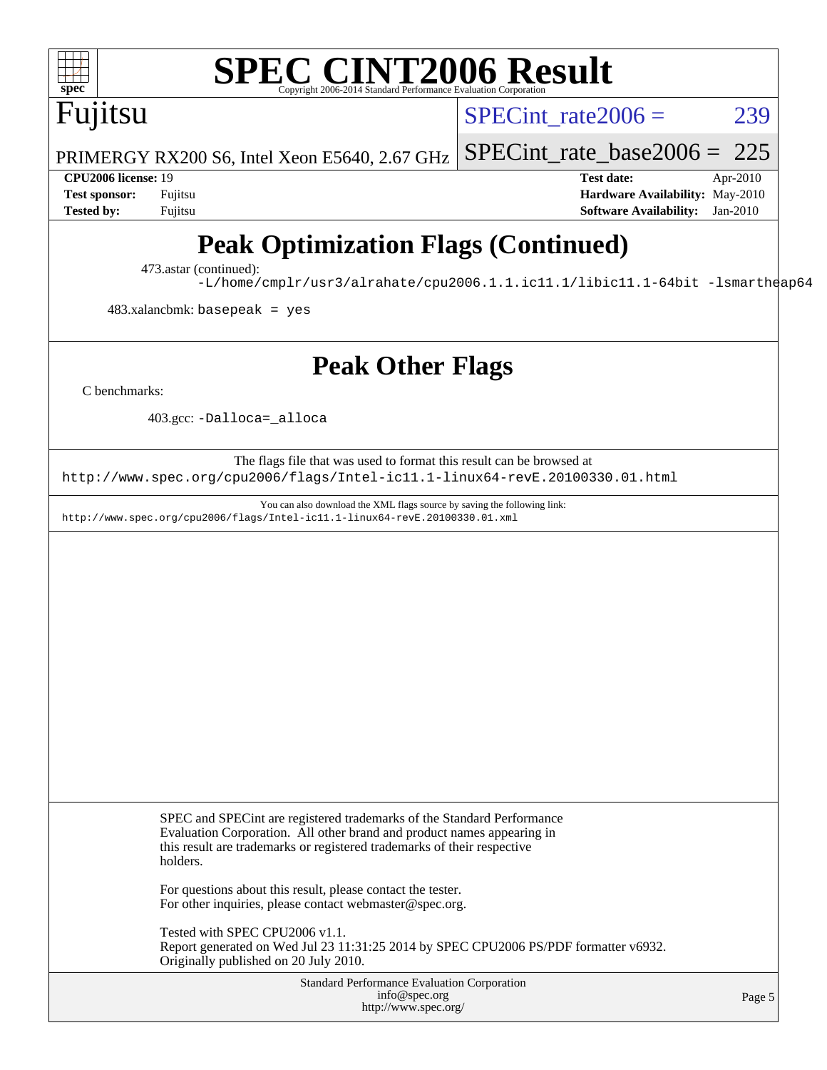# SPEC CINT2006 Result

Copyright 2006-2014 Standard Performance Evaluation Corporation

Fujitsu

PRIMERGY RX200 S6, Intel Xeon E5640, 2.67 GHz

SPECint_rate2006 = 239

SPECint_rate_base2006 = 225

**CPU2006 license:** 19
**Test sponsor:** Fujitsu
**Tested by:** Fujitsu

**Test date:** Apr-2010
**Hardware Availability:** May-2010
**Software Availability:** Jan-2010

## Peak Optimization Flags (Continued)

473.astar (continued):
-L/home/cmplr/usr3/alrahate/cpu2006.1.1.ic11.1/libic11.1-64bit -lsmartheap64

483.xalancbmk: basepeak = yes

## Peak Other Flags

C benchmarks:

403.gcc: -Dalloca=_alloca

The flags file that was used to format this result can be browsed at
http://www.spec.org/cpu2006/flags/Intel-ic11.1-linux64-revE.20100330.01.html

You can also download the XML flags source by saving the following link:
http://www.spec.org/cpu2006/flags/Intel-ic11.1-linux64-revE.20100330.01.xml

SPEC and SPECint are registered trademarks of the Standard Performance Evaluation Corporation. All other brand and product names appearing in this result are trademarks or registered trademarks of their respective holders.

For questions about this result, please contact the tester.
For other inquiries, please contact webmaster@spec.org.

Tested with SPEC CPU2006 v1.1.
Report generated on Wed Jul 23 11:31:25 2014 by SPEC CPU2006 PS/PDF formatter v6932.
Originally published on 20 July 2010.

Standard Performance Evaluation Corporation
info@spec.org
http://www.spec.org/